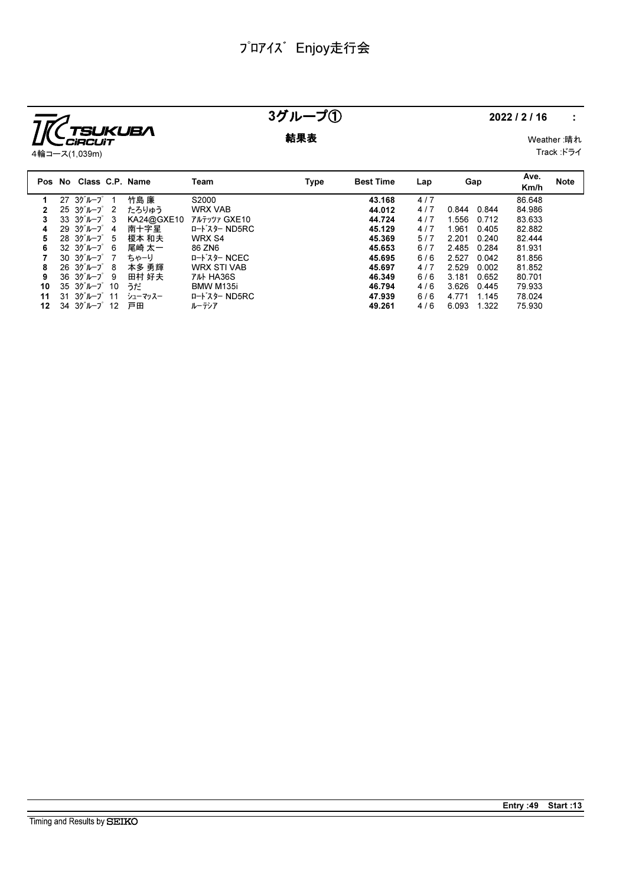# ﾌﾟﾛｱｲｽﾞ Enjoy走行会

TSUKUBA CIRCUIT
4輪コース(1,039m)

## 3グループ①

**結果表**

**2022 / 2 / 16** :

Weather :晴れ
Track :ドライ

| Pos | No | Class | C.P. | Name | Team | Type | Best Time | Lap | Gap | | Ave. Km/h | Note |
|---|---|---|---|---|---|---|---|---|---|---|---|---|
| 1 | 27 | 3ｸﾞﾙｰﾌﾟ | 1 | 竹島 廉 | S2000 | | 43.168 | 4 / 7 | | | 86.648 | |
| 2 | 25 | 3ｸﾞﾙｰﾌﾟ | 2 | たろりゅう | WRX VAB | | 44.012 | 4 / 7 | 0.844 | 0.844 | 84.986 | |
| 3 | 33 | 3ｸﾞﾙｰﾌﾟ | 3 | KA24@GXE10 | ｱﾙﾃｯﾂｧ GXE10 | | 44.724 | 4 / 7 | 1.556 | 0.712 | 83.633 | |
| 4 | 29 | 3ｸﾞﾙｰﾌﾟ | 4 | 南十字星 | ﾛｰﾄﾞｽﾀｰ ND5RC | | 45.129 | 4 / 7 | 1.961 | 0.405 | 82.882 | |
| 5 | 28 | 3ｸﾞﾙｰﾌﾟ | 5 | 榎本 和夫 | WRX S4 | | 45.369 | 5 / 7 | 2.201 | 0.240 | 82.444 | |
| 6 | 32 | 3ｸﾞﾙｰﾌﾟ | 6 | 尾崎 太一 | 86 ZN6 | | 45.653 | 6 / 7 | 2.485 | 0.284 | 81.931 | |
| 7 | 30 | 3ｸﾞﾙｰﾌﾟ | 7 | ちゃーり | ﾛｰﾄﾞｽﾀｰ NCEC | | 45.695 | 6 / 6 | 2.527 | 0.042 | 81.856 | |
| 8 | 26 | 3ｸﾞﾙｰﾌﾟ | 8 | 本多 勇輝 | WRX STI VAB | | 45.697 | 4 / 7 | 2.529 | 0.002 | 81.852 | |
| 9 | 36 | 3ｸﾞﾙｰﾌﾟ | 9 | 田村 好夫 | ｱﾙﾄ HA36S | | 46.349 | 6 / 6 | 3.181 | 0.652 | 80.701 | |
| 10 | 35 | 3ｸﾞﾙｰﾌﾟ | 10 | うだ | BMW M135i | | 46.794 | 4 / 6 | 3.626 | 0.445 | 79.933 | |
| 11 | 31 | 3ｸﾞﾙｰﾌﾟ | 11 | ｼｭｰﾏｯｽｰ | ﾛｰﾄﾞｽﾀｰ ND5RC | | 47.939 | 6 / 6 | 4.771 | 1.145 | 78.024 | |
| 12 | 34 | 3ｸﾞﾙｰﾌﾟ | 12 | 戸田 | ﾙｰﾃｼｱ | | 49.261 | 4 / 6 | 6.093 | 1.322 | 75.930 | |

**Entry :49 Start :13**

Timing and Results by SEIKO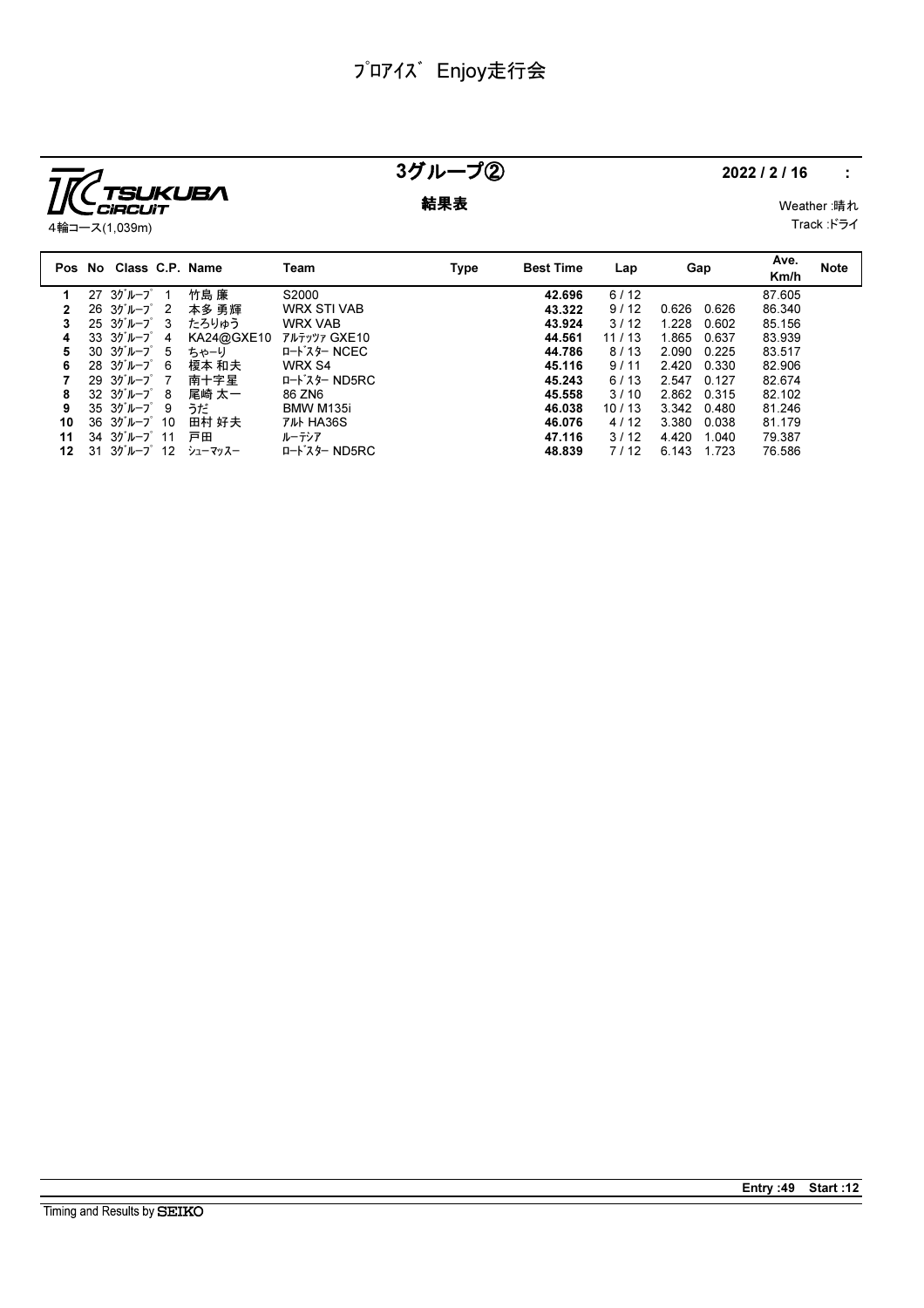# ﾌﾟﾛｱｲｽﾞ Enjoy走行会

TSUKUBA CIRCUIT
4輪コース(1,039m)

## 3グループ②

**結果表**

**2022 / 2 / 16 :**

Weather :晴れ
Track :ドライ

| Pos | No | Class | C.P. | Name | Team | Type | Best Time | Lap | Gap | | Ave. Km/h | Note |
|---|---|---|---|---|---|---|---|---|---|---|---|---|
| **1** | 27 | 3ｸﾞﾙｰﾌﾟ | 1 | 竹島 廉 | S2000 | | **42.696** | 6 / 12 | | | 87.605 | |
| **2** | 26 | 3ｸﾞﾙｰﾌﾟ | 2 | 本多 勇輝 | WRX STI VAB | | **43.322** | 9 / 12 | 0.626 | 0.626 | 86.340 | |
| **3** | 25 | 3ｸﾞﾙｰﾌﾟ | 3 | たろりゅう | WRX VAB | | **43.924** | 3 / 12 | 1.228 | 0.602 | 85.156 | |
| **4** | 33 | 3ｸﾞﾙｰﾌﾟ | 4 | KA24@GXE10 | ｱﾙﾃｯﾂｧ GXE10 | | **44.561** | 11 / 13 | 1.865 | 0.637 | 83.939 | |
| **5** | 30 | 3ｸﾞﾙｰﾌﾟ | 5 | ちゃーり | ﾛｰﾄﾞｽﾀｰ NCEC | | **44.786** | 8 / 13 | 2.090 | 0.225 | 83.517 | |
| **6** | 28 | 3ｸﾞﾙｰﾌﾟ | 6 | 榎本 和夫 | WRX S4 | | **45.116** | 9 / 11 | 2.420 | 0.330 | 82.906 | |
| **7** | 29 | 3ｸﾞﾙｰﾌﾟ | 7 | 南十字星 | ﾛｰﾄﾞｽﾀｰ ND5RC | | **45.243** | 6 / 13 | 2.547 | 0.127 | 82.674 | |
| **8** | 32 | 3ｸﾞﾙｰﾌﾟ | 8 | 尾崎 太一 | 86 ZN6 | | **45.558** | 3 / 10 | 2.862 | 0.315 | 82.102 | |
| **9** | 35 | 3ｸﾞﾙｰﾌﾟ | 9 | うだ | BMW M135i | | **46.038** | 10 / 13 | 3.342 | 0.480 | 81.246 | |
| **10** | 36 | 3ｸﾞﾙｰﾌﾟ | 10 | 田村 好夫 | ｱﾙﾄ HA36S | | **46.076** | 4 / 12 | 3.380 | 0.038 | 81.179 | |
| **11** | 34 | 3ｸﾞﾙｰﾌﾟ | 11 | 戸田 | ﾙｰﾃｼｱ | | **47.116** | 3 / 12 | 4.420 | 1.040 | 79.387 | |
| **12** | 31 | 3ｸﾞﾙｰﾌﾟ | 12 | ｼｭｰﾏｯｽｰ | ﾛｰﾄﾞｽﾀｰ ND5RC | | **48.839** | 7 / 12 | 6.143 | 1.723 | 76.586 | |

**Entry :49 Start :12**

Timing and Results by SEIKO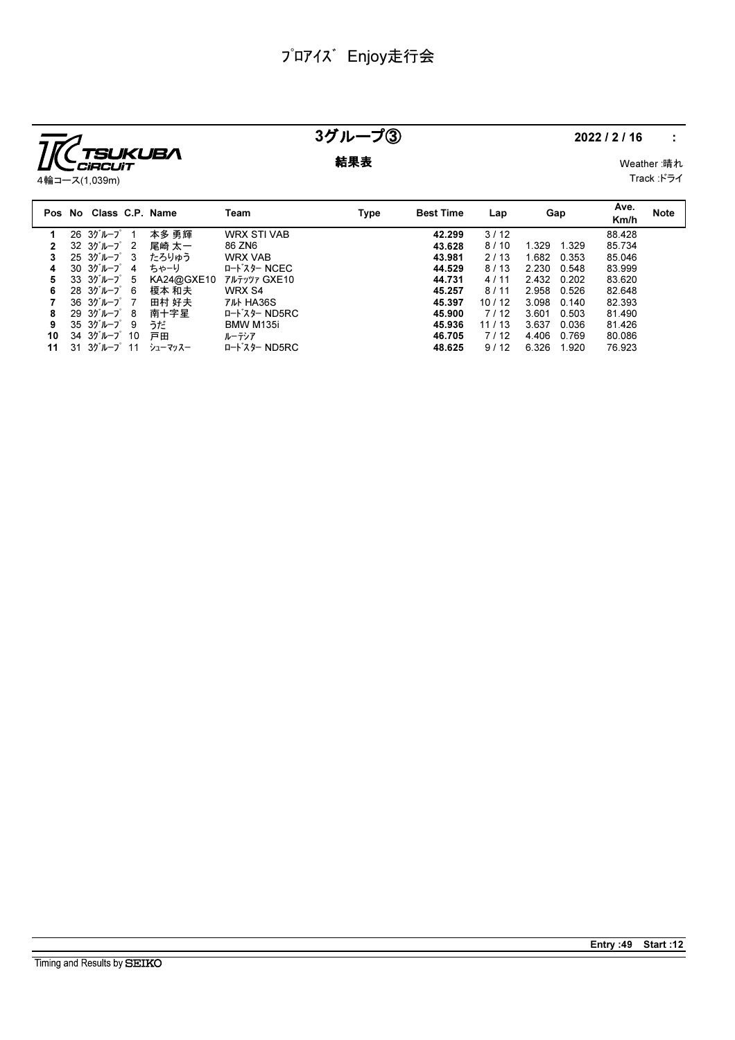# ﾌﾟﾛｱｲｽﾞ Enjoy走行会

TSUKUBA CIRCUIT
4輪コース(1,039m)

## 3グループ③

**結果表**

**2022 / 2 / 16　:**

Weather :晴れ
Track :ドライ

| Pos | No | Class | C.P. | Name | Team | Type | Best Time | Lap | Gap | | Ave. Km/h | Note |
|---|---|---|---|---|---|---|---|---|---|---|---|---|
| 1 | 26 | 3ｸﾞﾙｰﾌﾟ | 1 | 本多 勇輝 | WRX STI VAB | | **42.299** | 3 / 12 | | | 88.428 | |
| 2 | 32 | 3ｸﾞﾙｰﾌﾟ | 2 | 尾崎 太一 | 86 ZN6 | | **43.628** | 8 / 10 | 1.329 | 1.329 | 85.734 | |
| 3 | 25 | 3ｸﾞﾙｰﾌﾟ | 3 | たろりゅう | WRX VAB | | **43.981** | 2 / 13 | 1.682 | 0.353 | 85.046 | |
| 4 | 30 | 3ｸﾞﾙｰﾌﾟ | 4 | ちゃーり | ﾛｰﾄﾞｽﾀｰ NCEC | | **44.529** | 8 / 13 | 2.230 | 0.548 | 83.999 | |
| 5 | 33 | 3ｸﾞﾙｰﾌﾟ | 5 | KA24@GXE10 | ｱﾙﾃｯﾂｧ GXE10 | | **44.731** | 4 / 11 | 2.432 | 0.202 | 83.620 | |
| 6 | 28 | 3ｸﾞﾙｰﾌﾟ | 6 | 榎本 和夫 | WRX S4 | | **45.257** | 8 / 11 | 2.958 | 0.526 | 82.648 | |
| 7 | 36 | 3ｸﾞﾙｰﾌﾟ | 7 | 田村 好夫 | ｱﾙﾄ HA36S | | **45.397** | 10 / 12 | 3.098 | 0.140 | 82.393 | |
| 8 | 29 | 3ｸﾞﾙｰﾌﾟ | 8 | 南十字星 | ﾛｰﾄﾞｽﾀｰ ND5RC | | **45.900** | 7 / 12 | 3.601 | 0.503 | 81.490 | |
| 9 | 35 | 3ｸﾞﾙｰﾌﾟ | 9 | うだ | BMW M135i | | **45.936** | 11 / 13 | 3.637 | 0.036 | 81.426 | |
| 10 | 34 | 3ｸﾞﾙｰﾌﾟ | 10 | 戸田 | ﾙｰﾃｼｱ | | **46.705** | 7 / 12 | 4.406 | 0.769 | 80.086 | |
| 11 | 31 | 3ｸﾞﾙｰﾌﾟ | 11 | ｼｭｰﾏｯｽｰ | ﾛｰﾄﾞｽﾀｰ ND5RC | | **48.625** | 9 / 12 | 6.326 | 1.920 | 76.923 | |

**Entry :49　Start :12**

Timing and Results by SEIKO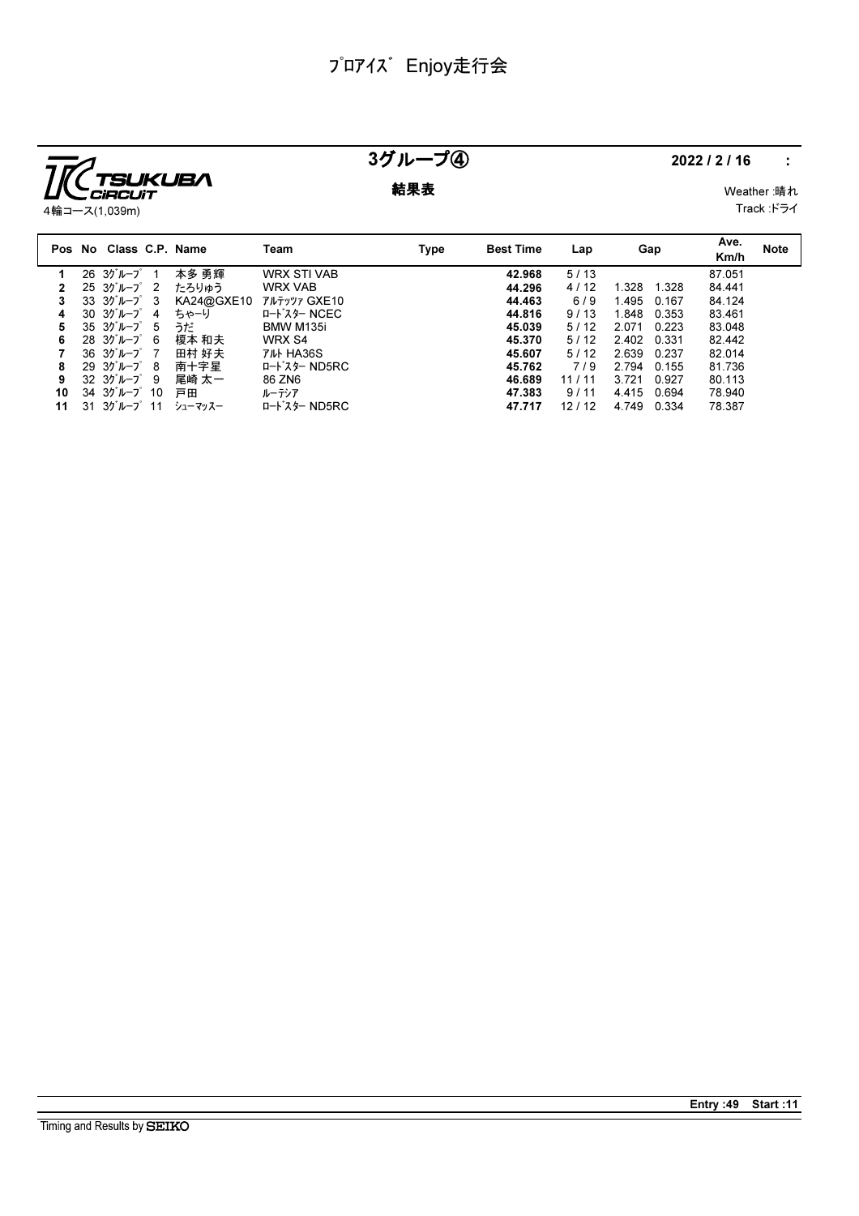# ﾌﾟﾛｱｲｽﾞ Enjoy走行会

TSUKUBA CIRCUIT

4輪コース(1,039m)

## 3グループ④

**結果表**

**2022 / 2 / 16 :**

Weather :晴れ
Track :ドライ

| Pos | No | Class | C.P. | Name | Team | Type | Best Time | Lap | Gap | | Ave. Km/h | Note |
|---|---|---|---|---|---|---|---|---|---|---|---|---|
| 1 | 26 | 3ｸﾞﾙｰﾌﾟ | 1 | 本多 勇輝 | WRX STI VAB | | **42.968** | 5 / 13 | | | 87.051 | |
| 2 | 25 | 3ｸﾞﾙｰﾌﾟ | 2 | たろりゅう | WRX VAB | | **44.296** | 4 / 12 | 1.328 | 1.328 | 84.441 | |
| 3 | 33 | 3ｸﾞﾙｰﾌﾟ | 3 | KA24@GXE10 | ｱﾙﾃｯﾂｧ GXE10 | | **44.463** | 6 / 9 | 1.495 | 0.167 | 84.124 | |
| 4 | 30 | 3ｸﾞﾙｰﾌﾟ | 4 | ちゃーり | ﾛｰﾄﾞｽﾀｰ NCEC | | **44.816** | 9 / 13 | 1.848 | 0.353 | 83.461 | |
| 5 | 35 | 3ｸﾞﾙｰﾌﾟ | 5 | うだ | BMW M135i | | **45.039** | 5 / 12 | 2.071 | 0.223 | 83.048 | |
| 6 | 28 | 3ｸﾞﾙｰﾌﾟ | 6 | 榎本 和夫 | WRX S4 | | **45.370** | 5 / 12 | 2.402 | 0.331 | 82.442 | |
| 7 | 36 | 3ｸﾞﾙｰﾌﾟ | 7 | 田村 好夫 | ｱﾙﾄ HA36S | | **45.607** | 5 / 12 | 2.639 | 0.237 | 82.014 | |
| 8 | 29 | 3ｸﾞﾙｰﾌﾟ | 8 | 南十字星 | ﾛｰﾄﾞｽﾀｰ ND5RC | | **45.762** | 7 / 9 | 2.794 | 0.155 | 81.736 | |
| 9 | 32 | 3ｸﾞﾙｰﾌﾟ | 9 | 尾崎 太一 | 86 ZN6 | | **46.689** | 11 / 11 | 3.721 | 0.927 | 80.113 | |
| 10 | 34 | 3ｸﾞﾙｰﾌﾟ | 10 | 戸田 | ﾙｰﾃｼｱ | | **47.383** | 9 / 11 | 4.415 | 0.694 | 78.940 | |
| 11 | 31 | 3ｸﾞﾙｰﾌﾟ | 11 | ｼｭｰﾏｯｽｰ | ﾛｰﾄﾞｽﾀｰ ND5RC | | **47.717** | 12 / 12 | 4.749 | 0.334 | 78.387 | |

**Entry :49 Start :11**

Timing and Results by SEIKO